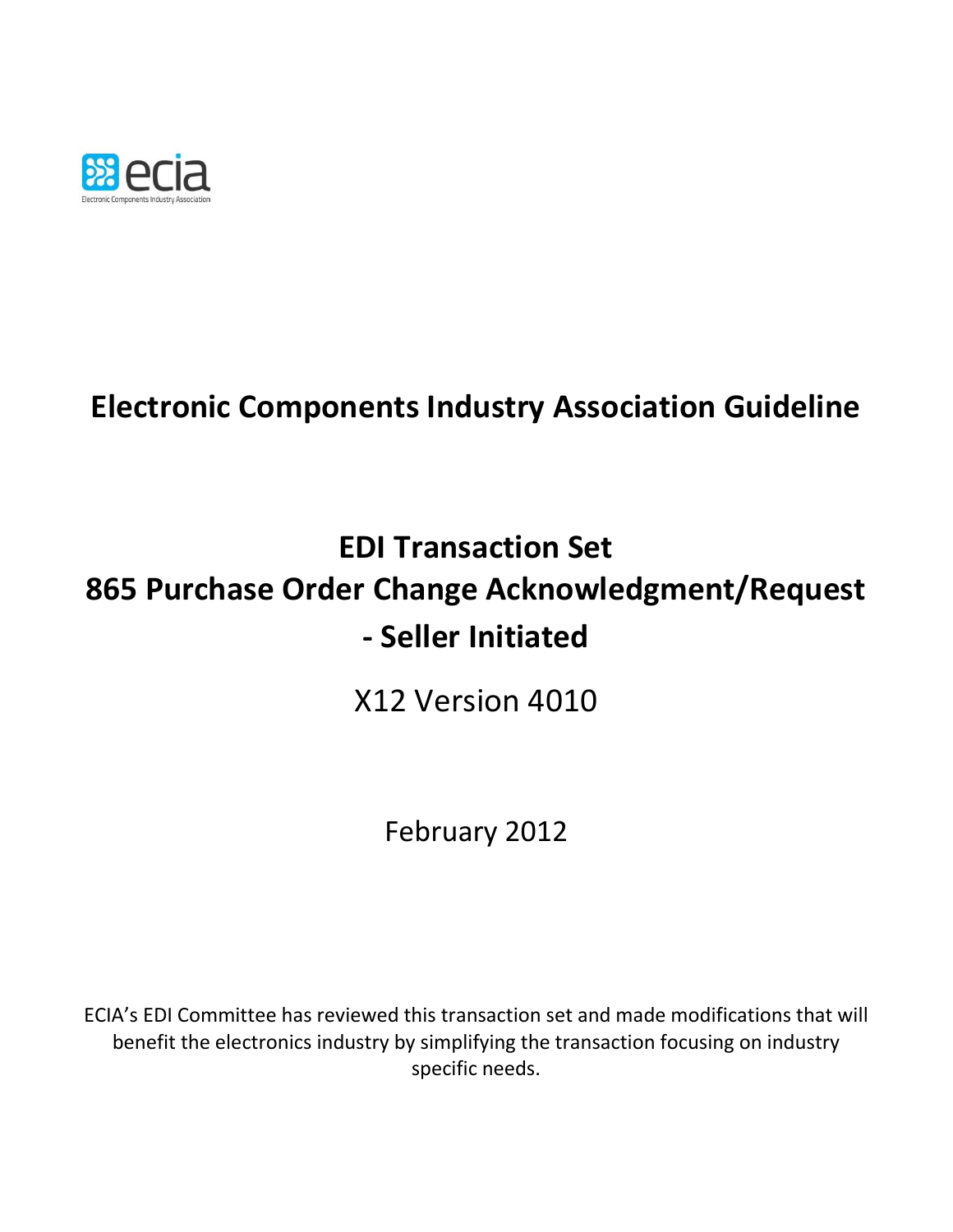ecia

Electronic Components Industry Association

# Electronic Components Industry Association Guideline

# EDI Transaction Set
# 865 Purchase Order Change Acknowledgment/Request - Seller Initiated

X12 Version 4010

February 2012

ECIA's EDI Committee has reviewed this transaction set and made modifications that will benefit the electronics industry by simplifying the transaction focusing on industry specific needs.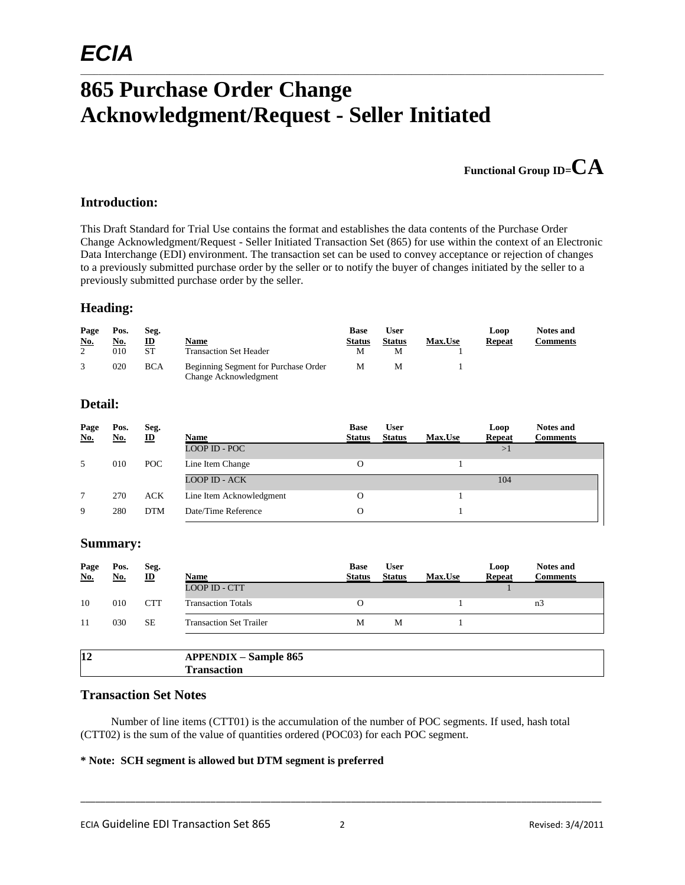# ECIA

# 865 Purchase Order Change Acknowledgment/Request - Seller Initiated

**Functional Group ID=CA**

## Introduction:

This Draft Standard for Trial Use contains the format and establishes the data contents of the Purchase Order Change Acknowledgment/Request - Seller Initiated Transaction Set (865) for use within the context of an Electronic Data Interchange (EDI) environment. The transaction set can be used to convey acceptance or rejection of changes to a previously submitted purchase order by the seller or to notify the buyer of changes initiated by the seller to a previously submitted purchase order by the seller.

## Heading:

| Page No. | Pos. No. | Seg. ID | Name | Base Status | User Status | Max.Use | Loop Repeat | Notes and Comments |
|---|---|---|---|---|---|---|---|---|
| 2 | 010 | ST | Transaction Set Header | M | M | 1 | | |
| 3 | 020 | BCA | Beginning Segment for Purchase Order Change Acknowledgment | M | M | 1 | | |

## Detail:

| Page No. | Pos. No. | Seg. ID | Name | Base Status | User Status | Max.Use | Loop Repeat | Notes and Comments |
|---|---|---|---|---|---|---|---|---|
| | | | LOOP ID - POC | | | | >1 | |
| 5 | 010 | POC | Line Item Change | O | | 1 | | |
| | | | LOOP ID - ACK | | | | 104 | |
| 7 | 270 | ACK | Line Item Acknowledgment | O | | 1 | | |
| 9 | 280 | DTM | Date/Time Reference | O | | 1 | | |

## Summary:

| Page No. | Pos. No. | Seg. ID | Name | Base Status | User Status | Max.Use | Loop Repeat | Notes and Comments |
|---|---|---|---|---|---|---|---|---|
| | | | LOOP ID - CTT | | | | 1 | |
| 10 | 010 | CTT | Transaction Totals | O | | 1 | | n3 |
| 11 | 030 | SE | Transaction Set Trailer | M | M | 1 | | |

| | |
|---|---|
| **12** | **APPENDIX – Sample 865 Transaction** |

### Transaction Set Notes

Number of line items (CTT01) is the accumulation of the number of POC segments. If used, hash total (CTT02) is the sum of the value of quantities ordered (POC03) for each POC segment.

**\* Note: SCH segment is allowed but DTM segment is preferred**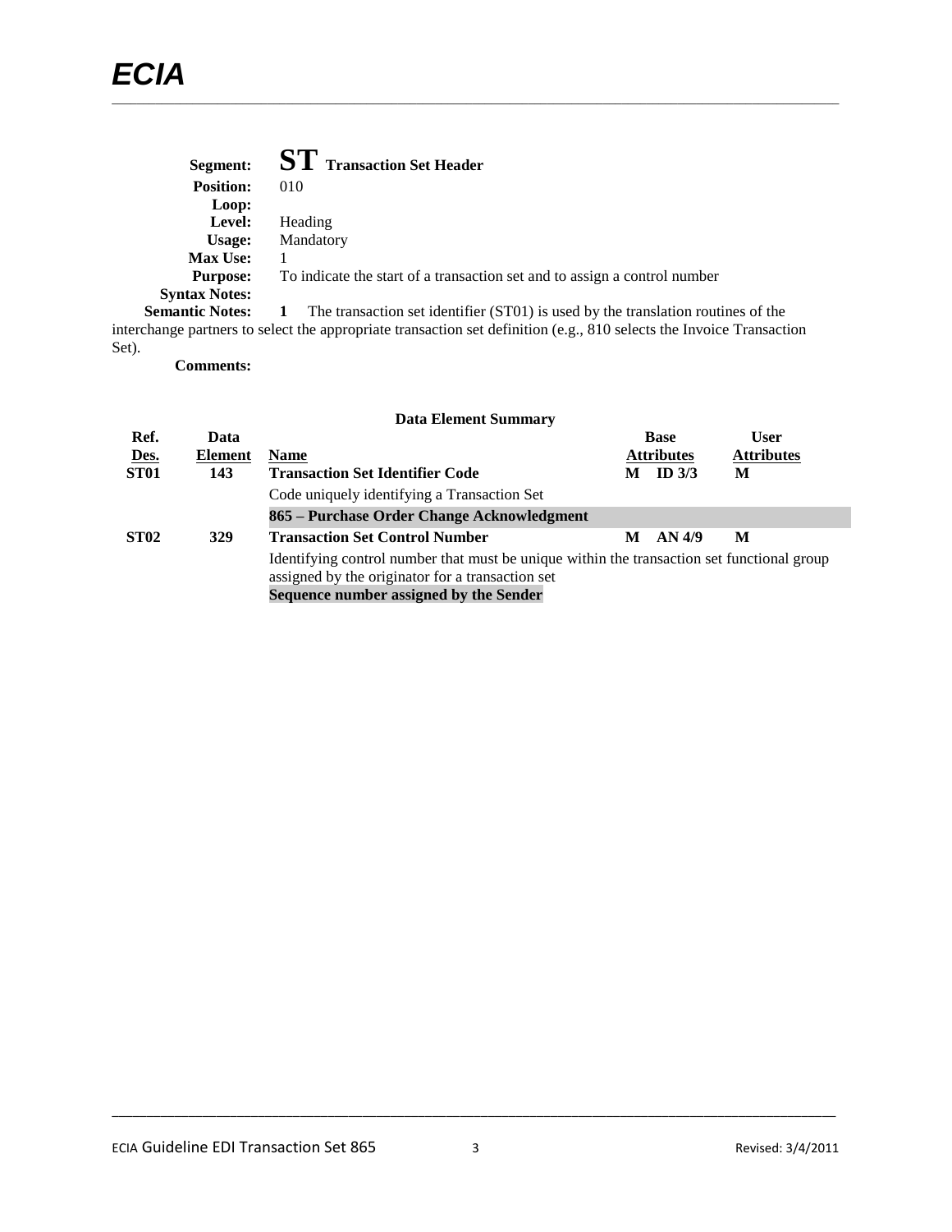**Segment:** **ST** **Transaction Set Header**
**Position:** 010
**Loop:**
**Level:** Heading
**Usage:** Mandatory
**Max Use:** 1
**Purpose:** To indicate the start of a transaction set and to assign a control number
**Syntax Notes:**
**Semantic Notes:** **1** The transaction set identifier (ST01) is used by the translation routines of the interchange partners to select the appropriate transaction set definition (e.g., 810 selects the Invoice Transaction Set).
**Comments:**

**Data Element Summary**

| Ref. Des. | Data Element | Name | Base Attributes | | User Attributes |
|---|---|---|---|---|---|
| **ST01** | **143** | **Transaction Set Identifier Code** | **M** | **ID 3/3** | **M** |
| | | Code uniquely identifying a Transaction Set | | | |
| | | **865 – Purchase Order Change Acknowledgment** | | | |
| **ST02** | **329** | **Transaction Set Control Number** | **M** | **AN 4/9** | **M** |
| | | Identifying control number that must be unique within the transaction set functional group assigned by the originator for a transaction set **Sequence number assigned by the Sender** | | | |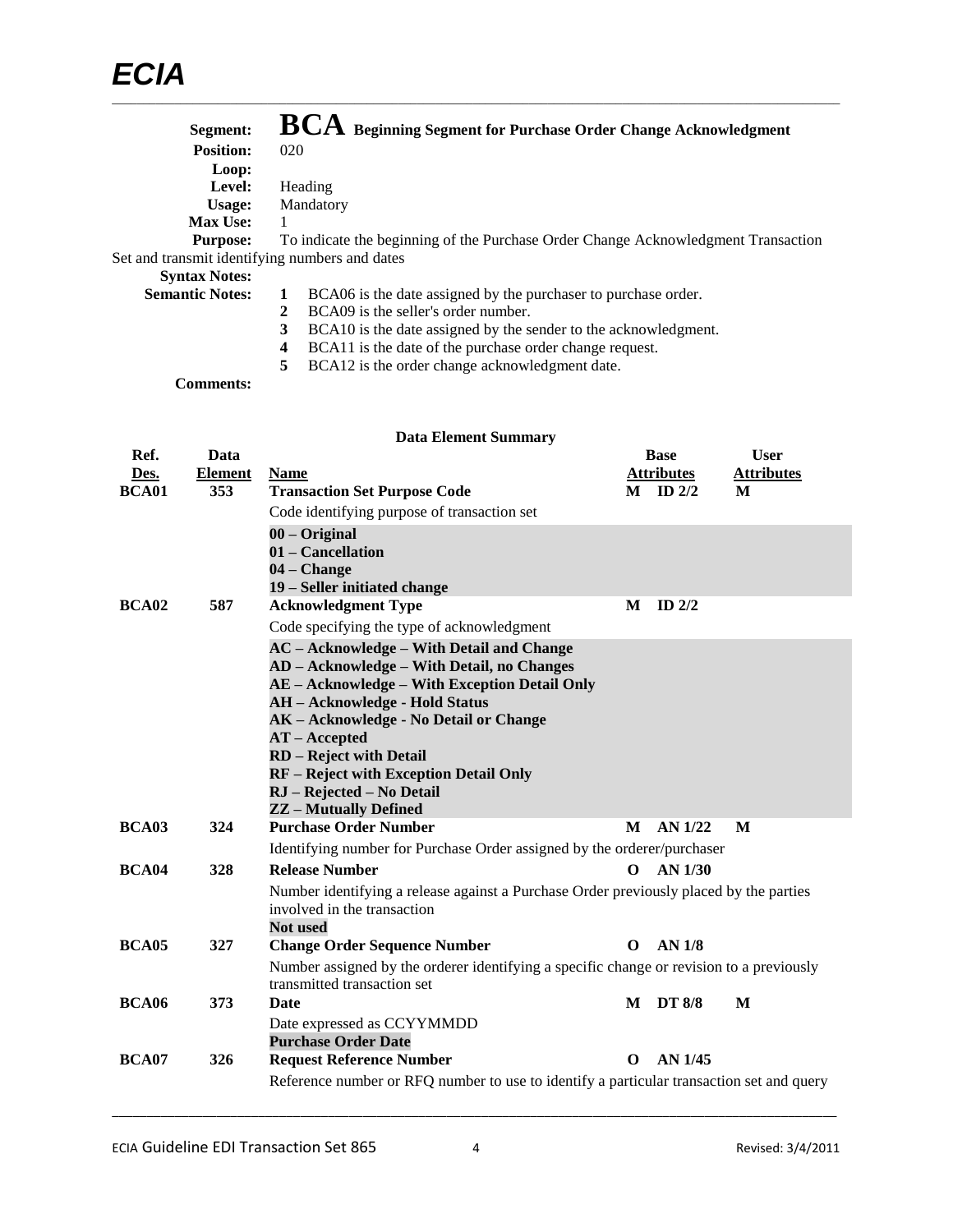| | |
|---|---|
| **Segment:** | **BCA** **Beginning Segment for Purchase Order Change Acknowledgment** |
| **Position:** | 020 |
| **Loop:** | |
| **Level:** | Heading |
| **Usage:** | Mandatory |
| **Max Use:** | 1 |
| **Purpose:** | To indicate the beginning of the Purchase Order Change Acknowledgment Transaction Set and transmit identifying numbers and dates |
| **Syntax Notes:** | |
| **Semantic Notes:** | **1** BCA06 is the date assigned by the purchaser to purchase order.<br>**2** BCA09 is the seller's order number.<br>**3** BCA10 is the date assigned by the sender to the acknowledgment.<br>**4** BCA11 is the date of the purchase order change request.<br>**5** BCA12 is the order change acknowledgment date. |
| **Comments:** | |

**Data Element Summary**

| Ref. Des. | Data Element | Name | Base Attributes | | User Attributes |
|---|---|---|---|---|---|
| **BCA01** | **353** | **Transaction Set Purpose Code** | **M** | **ID 2/2** | **M** |
| | | Code identifying purpose of transaction set | | | |
| | | **00 – Original**<br>**01 – Cancellation**<br>**04 – Change**<br>**19 – Seller initiated change** | | | |
| **BCA02** | **587** | **Acknowledgment Type** | **M** | **ID 2/2** | |
| | | Code specifying the type of acknowledgment | | | |
| | | **AC – Acknowledge – With Detail and Change**<br>**AD – Acknowledge – With Detail, no Changes**<br>**AE – Acknowledge – With Exception Detail Only**<br>**AH – Acknowledge - Hold Status**<br>**AK – Acknowledge - No Detail or Change**<br>**AT – Accepted**<br>**RD – Reject with Detail**<br>**RF – Reject with Exception Detail Only**<br>**RJ – Rejected – No Detail**<br>**ZZ – Mutually Defined** | | | |
| **BCA03** | **324** | **Purchase Order Number** | **M** | **AN 1/22** | **M** |
| | | Identifying number for Purchase Order assigned by the orderer/purchaser | | | |
| **BCA04** | **328** | **Release Number** | **O** | **AN 1/30** | |
| | | Number identifying a release against a Purchase Order previously placed by the parties involved in the transaction<br>**Not used** | | | |
| **BCA05** | **327** | **Change Order Sequence Number** | **O** | **AN 1/8** | |
| | | Number assigned by the orderer identifying a specific change or revision to a previously transmitted transaction set | | | |
| **BCA06** | **373** | **Date** | **M** | **DT 8/8** | **M** |
| | | Date expressed as CCYYMMDD<br>**Purchase Order Date** | | | |
| **BCA07** | **326** | **Request Reference Number** | **O** | **AN 1/45** | |
| | | Reference number or RFQ number to use to identify a particular transaction set and query | | | |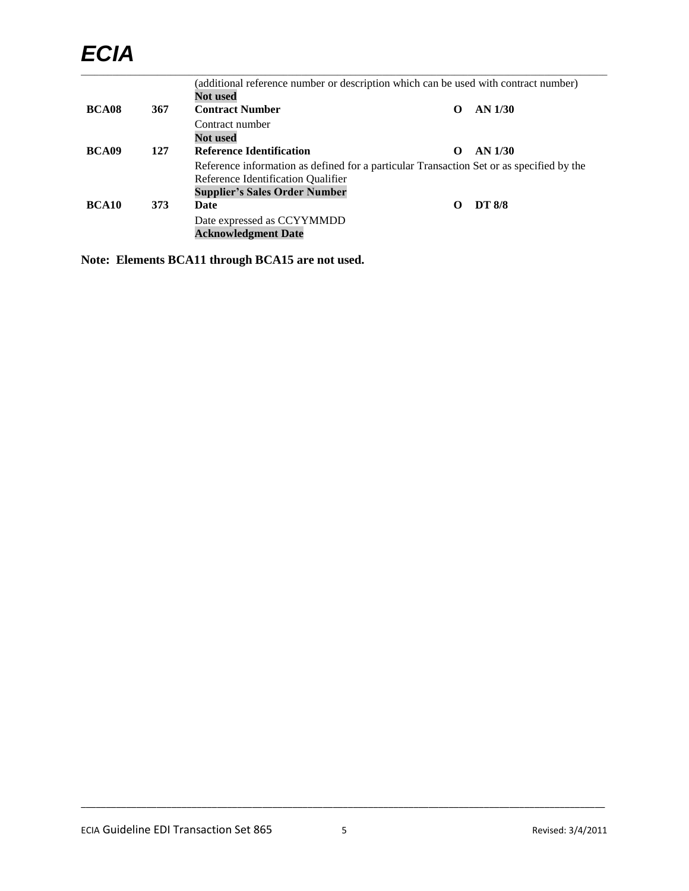| | | | | |
|---|---|---|---|---|
| | | (additional reference number or description which can be used with contract number) | | |
| | | **Not used** | | |
| **BCA08** | **367** | **Contract Number** | **O** | **AN 1/30** |
| | | Contract number | | |
| | | **Not used** | | |
| **BCA09** | **127** | **Reference Identification** | **O** | **AN 1/30** |
| | | Reference information as defined for a particular Transaction Set or as specified by the Reference Identification Qualifier | | |
| | | **Supplier's Sales Order Number** | | |
| **BCA10** | **373** | **Date** | **O** | **DT 8/8** |
| | | Date expressed as CCYYMMDD | | |
| | | **Acknowledgment Date** | | |

**Note: Elements BCA11 through BCA15 are not used.**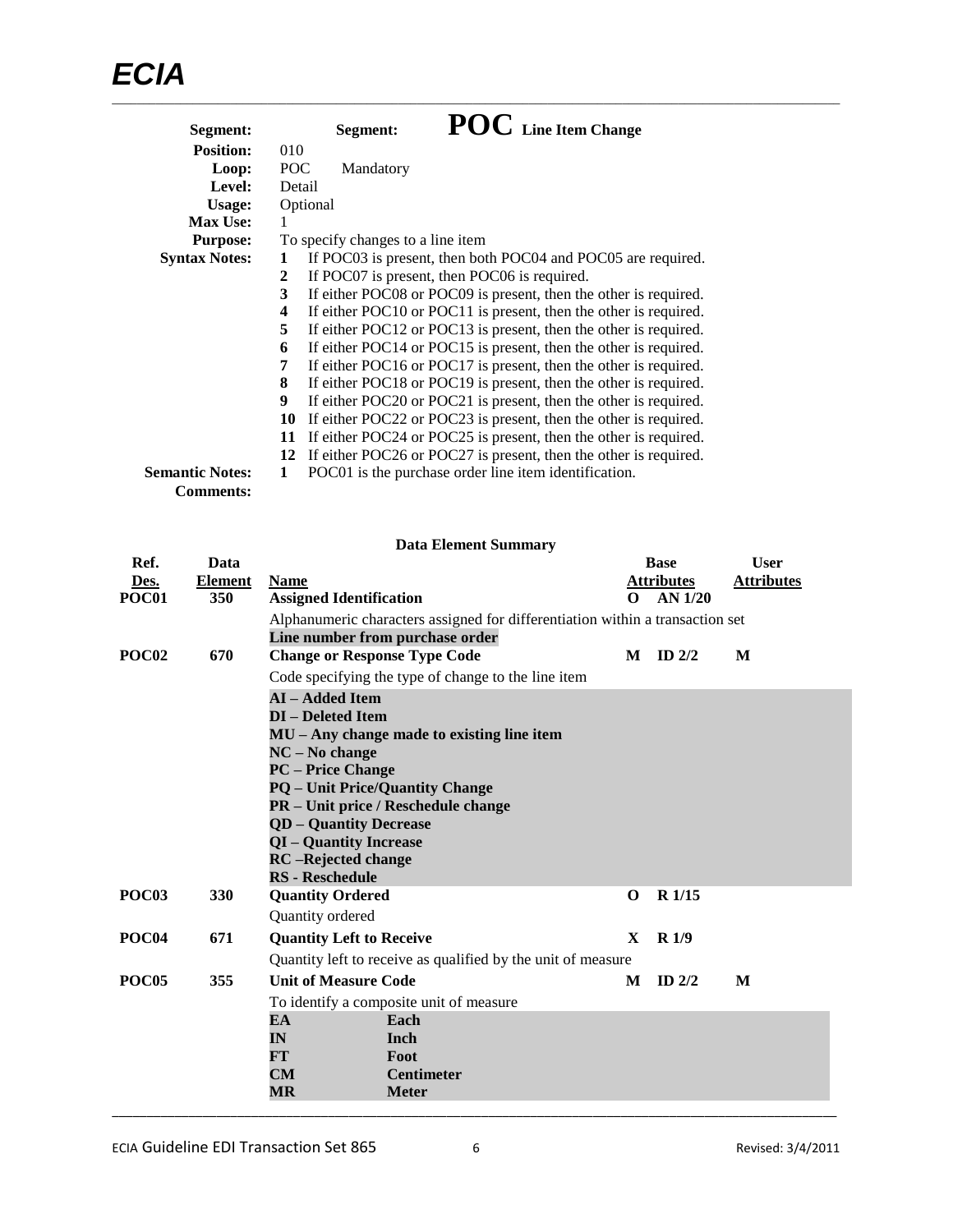**Segment:** **Segment:** **POC** **Line Item Change**

**Position:** 010

**Loop:** POC Mandatory

**Level:** Detail

**Usage:** Optional

**Max Use:** 1

**Purpose:** To specify changes to a line item

**Syntax Notes:**

1. If POC03 is present, then both POC04 and POC05 are required.
2. If POC07 is present, then POC06 is required.
3. If either POC08 or POC09 is present, then the other is required.
4. If either POC10 or POC11 is present, then the other is required.
5. If either POC12 or POC13 is present, then the other is required.
6. If either POC14 or POC15 is present, then the other is required.
7. If either POC16 or POC17 is present, then the other is required.
8. If either POC18 or POC19 is present, then the other is required.
9. If either POC20 or POC21 is present, then the other is required.
10. If either POC22 or POC23 is present, then the other is required.
11. If either POC24 or POC25 is present, then the other is required.
12. If either POC26 or POC27 is present, then the other is required.

**Semantic Notes:**

1. POC01 is the purchase order line item identification.

**Comments:**

**Data Element Summary**

| Ref. Des. | Data Element | Name | Base Attributes | | User Attributes |
|---|---|---|---|---|---|
| **POC01** | **350** | **Assigned Identification** | **O** | **AN 1/20** | |
| | | Alphanumeric characters assigned for differentiation within a transaction set | | | |
| | | **Line number from purchase order** | | | |
| **POC02** | **670** | **Change or Response Type Code** | **M** | **ID 2/2** | **M** |
| | | Code specifying the type of change to the line item | | | |
| | | **AI – Added Item** | | | |
| | | **DI – Deleted Item** | | | |
| | | **MU – Any change made to existing line item** | | | |
| | | **NC – No change** | | | |
| | | **PC – Price Change** | | | |
| | | **PQ – Unit Price/Quantity Change** | | | |
| | | **PR – Unit price / Reschedule change** | | | |
| | | **QD – Quantity Decrease** | | | |
| | | **QI – Quantity Increase** | | | |
| | | **RC –Rejected change** | | | |
| | | **RS - Reschedule** | | | |
| **POC03** | **330** | **Quantity Ordered** | **O** | **R 1/15** | |
| | | Quantity ordered | | | |
| **POC04** | **671** | **Quantity Left to Receive** | **X** | **R 1/9** | |
| | | Quantity left to receive as qualified by the unit of measure | | | |
| **POC05** | **355** | **Unit of Measure Code** | **M** | **ID 2/2** | **M** |
| | | To identify a composite unit of measure | | | |
| | | **EA** **Each** | | | |
| | | **IN** **Inch** | | | |
| | | **FT** **Foot** | | | |
| | | **CM** **Centimeter** | | | |
| | | **MR** **Meter** | | | |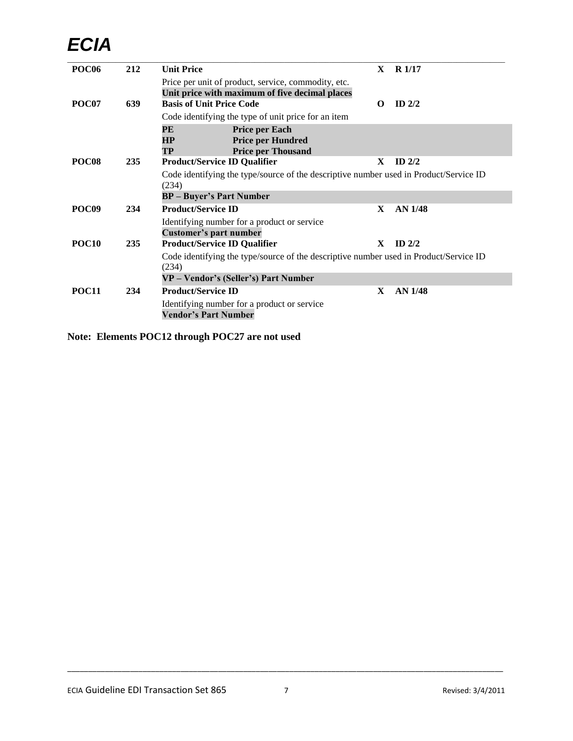| | | | | |
|---|---|---|---|---|
| **POC06** | **212** | **Unit Price**<br>Price per unit of product, service, commodity, etc.<br>**Unit price with maximum of five decimal places** | **X** | **R 1/17** |
| **POC07** | **639** | **Basis of Unit Price Code**<br>Code identifying the type of unit price for an item<br>**PE** **Price per Each**<br>**HP** **Price per Hundred**<br>**TP** **Price per Thousand** | **O** | **ID 2/2** |
| **POC08** | **235** | **Product/Service ID Qualifier**<br>Code identifying the type/source of the descriptive number used in Product/Service ID (234)<br>**BP – Buyer's Part Number** | **X** | **ID 2/2** |
| **POC09** | **234** | **Product/Service ID**<br>Identifying number for a product or service<br>**Customer's part number** | **X** | **AN 1/48** |
| **POC10** | **235** | **Product/Service ID Qualifier**<br>Code identifying the type/source of the descriptive number used in Product/Service ID (234)<br>**VP – Vendor's (Seller's) Part Number** | **X** | **ID 2/2** |
| **POC11** | **234** | **Product/Service ID**<br>Identifying number for a product or service<br>**Vendor's Part Number** | **X** | **AN 1/48** |

**Note: Elements POC12 through POC27 are not used**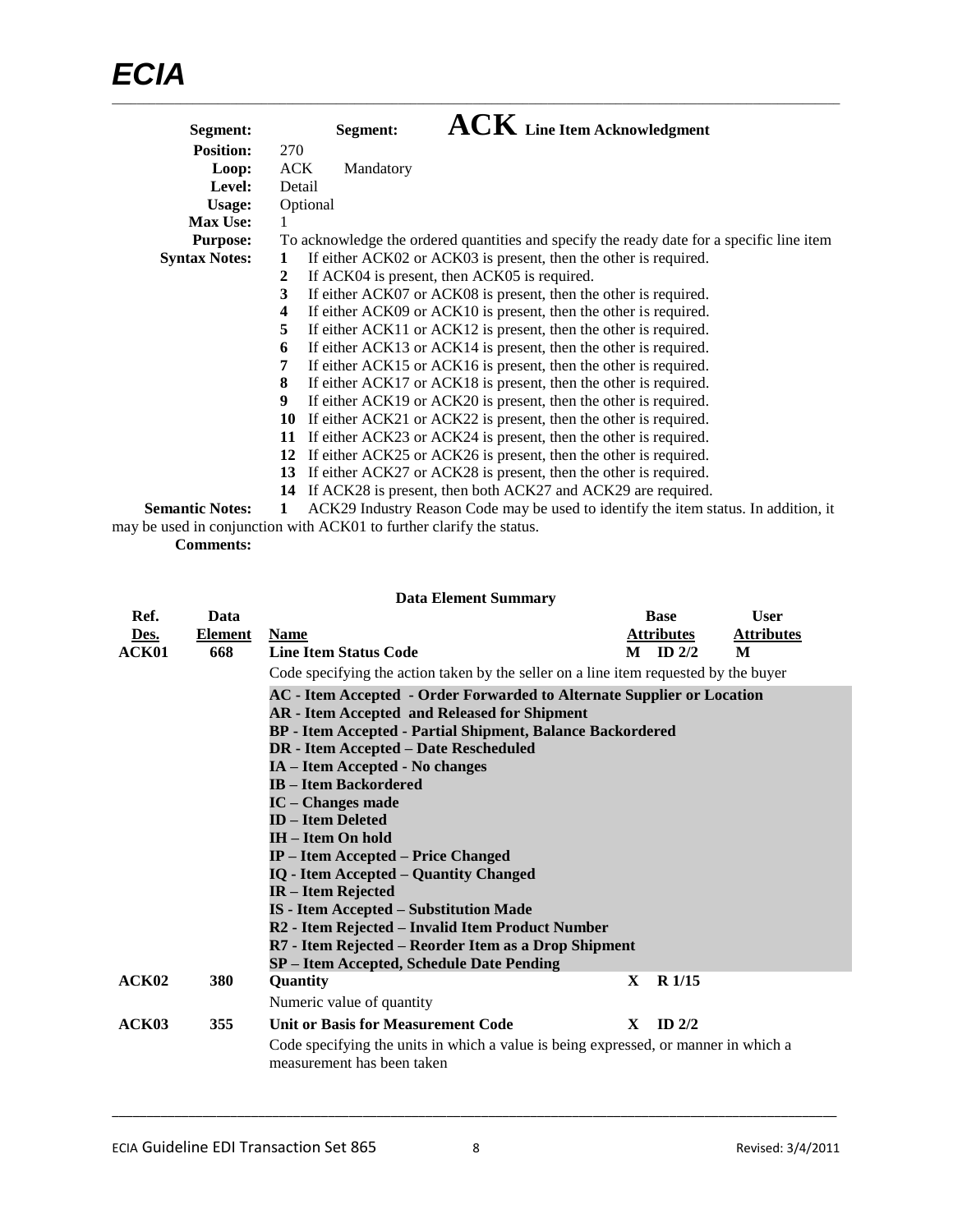| | |
|---|---|
| **Segment:** | **Segment:** **ACK** **Line Item Acknowledgment** |
| **Position:** | 270 |
| **Loop:** | ACK Mandatory |
| **Level:** | Detail |
| **Usage:** | Optional |
| **Max Use:** | 1 |
| **Purpose:** | To acknowledge the ordered quantities and specify the ready date for a specific line item |
| **Syntax Notes:** | **1** If either ACK02 or ACK03 is present, then the other is required.<br>**2** If ACK04 is present, then ACK05 is required.<br>**3** If either ACK07 or ACK08 is present, then the other is required.<br>**4** If either ACK09 or ACK10 is present, then the other is required.<br>**5** If either ACK11 or ACK12 is present, then the other is required.<br>**6** If either ACK13 or ACK14 is present, then the other is required.<br>**7** If either ACK15 or ACK16 is present, then the other is required.<br>**8** If either ACK17 or ACK18 is present, then the other is required.<br>**9** If either ACK19 or ACK20 is present, then the other is required.<br>**10** If either ACK21 or ACK22 is present, then the other is required.<br>**11** If either ACK23 or ACK24 is present, then the other is required.<br>**12** If either ACK25 or ACK26 is present, then the other is required.<br>**13** If either ACK27 or ACK28 is present, then the other is required.<br>**14** If ACK28 is present, then both ACK27 and ACK29 are required. |

**Semantic Notes:** **1** ACK29 Industry Reason Code may be used to identify the item status. In addition, it may be used in conjunction with ACK01 to further clarify the status.

**Comments:**

**Data Element Summary**

| Ref. Des. | Data Element | Name | Base Attributes | | User Attributes |
|---|---|---|---|---|---|
| **ACK01** | **668** | **Line Item Status Code**<br>Code specifying the action taken by the seller on a line item requested by the buyer<br>**AC - Item Accepted - Order Forwarded to Alternate Supplier or Location**<br>**AR - Item Accepted and Released for Shipment**<br>**BP - Item Accepted - Partial Shipment, Balance Backordered**<br>**DR - Item Accepted – Date Rescheduled**<br>**IA – Item Accepted - No changes**<br>**IB – Item Backordered**<br>**IC – Changes made**<br>**ID – Item Deleted**<br>**IH – Item On hold**<br>**IP – Item Accepted – Price Changed**<br>**IQ - Item Accepted – Quantity Changed**<br>**IR – Item Rejected**<br>**IS - Item Accepted – Substitution Made**<br>**R2 - Item Rejected – Invalid Item Product Number**<br>**R7 - Item Rejected – Reorder Item as a Drop Shipment**<br>**SP – Item Accepted, Schedule Date Pending** | **M** | **ID 2/2** | **M** |
| **ACK02** | **380** | **Quantity**<br>Numeric value of quantity | **X** | **R 1/15** | |
| **ACK03** | **355** | **Unit or Basis for Measurement Code**<br>Code specifying the units in which a value is being expressed, or manner in which a measurement has been taken | **X** | **ID 2/2** | |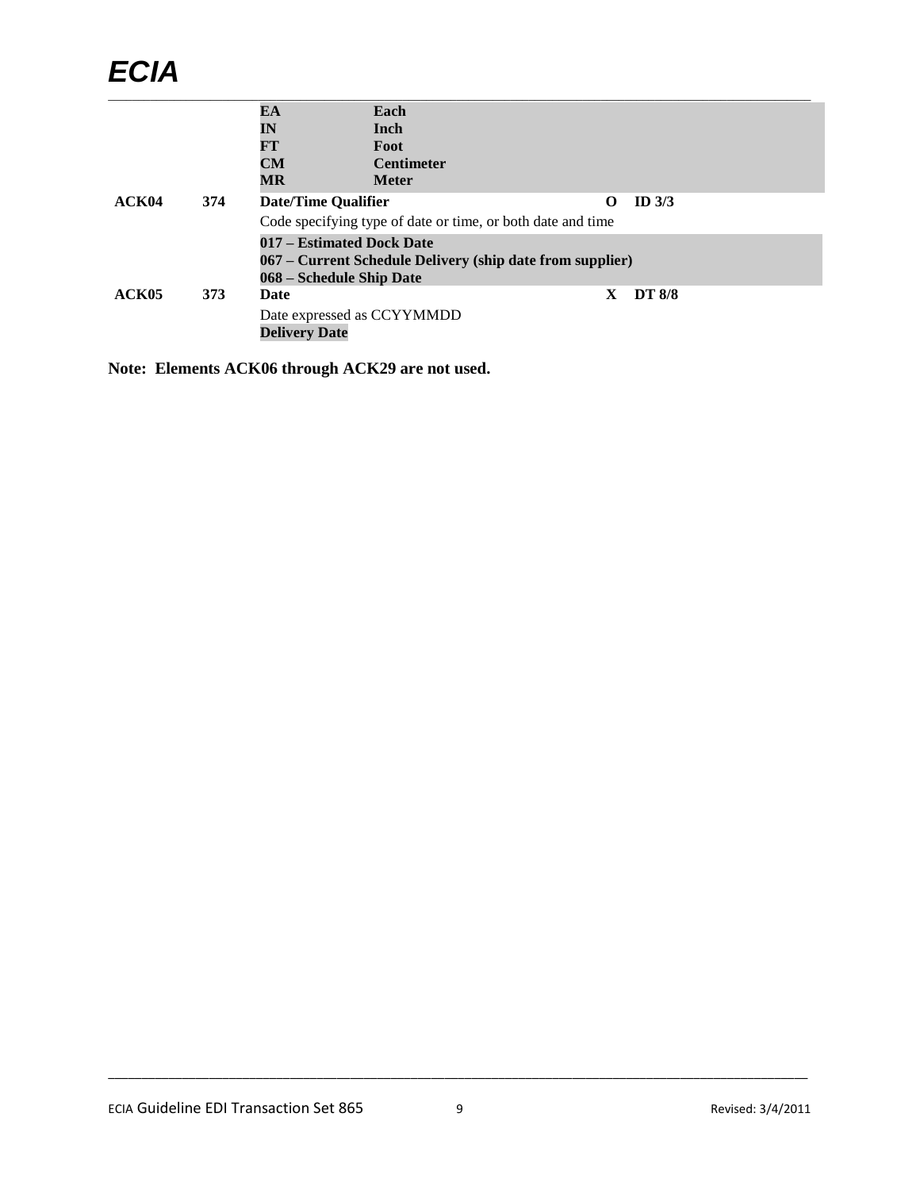| | | | | | |
|---|---|---|---|---|---|
| | | **EA** | **Each** | | |
| | | **IN** | **Inch** | | |
| | | **FT** | **Foot** | | |
| | | **CM** | **Centimeter** | | |
| | | **MR** | **Meter** | | |
| **ACK04** | **374** | **Date/Time Qualifier**<br>Code specifying type of date or time, or both date and time | | **O** | **ID 3/3** |
| | | **017 – Estimated Dock Date**<br>**067 – Current Schedule Delivery (ship date from supplier)**<br>**068 – Schedule Ship Date** | | | |
| **ACK05** | **373** | **Date**<br>Date expressed as CCYYMMDD<br>**Delivery Date** | | **X** | **DT 8/8** |

**Note: Elements ACK06 through ACK29 are not used.**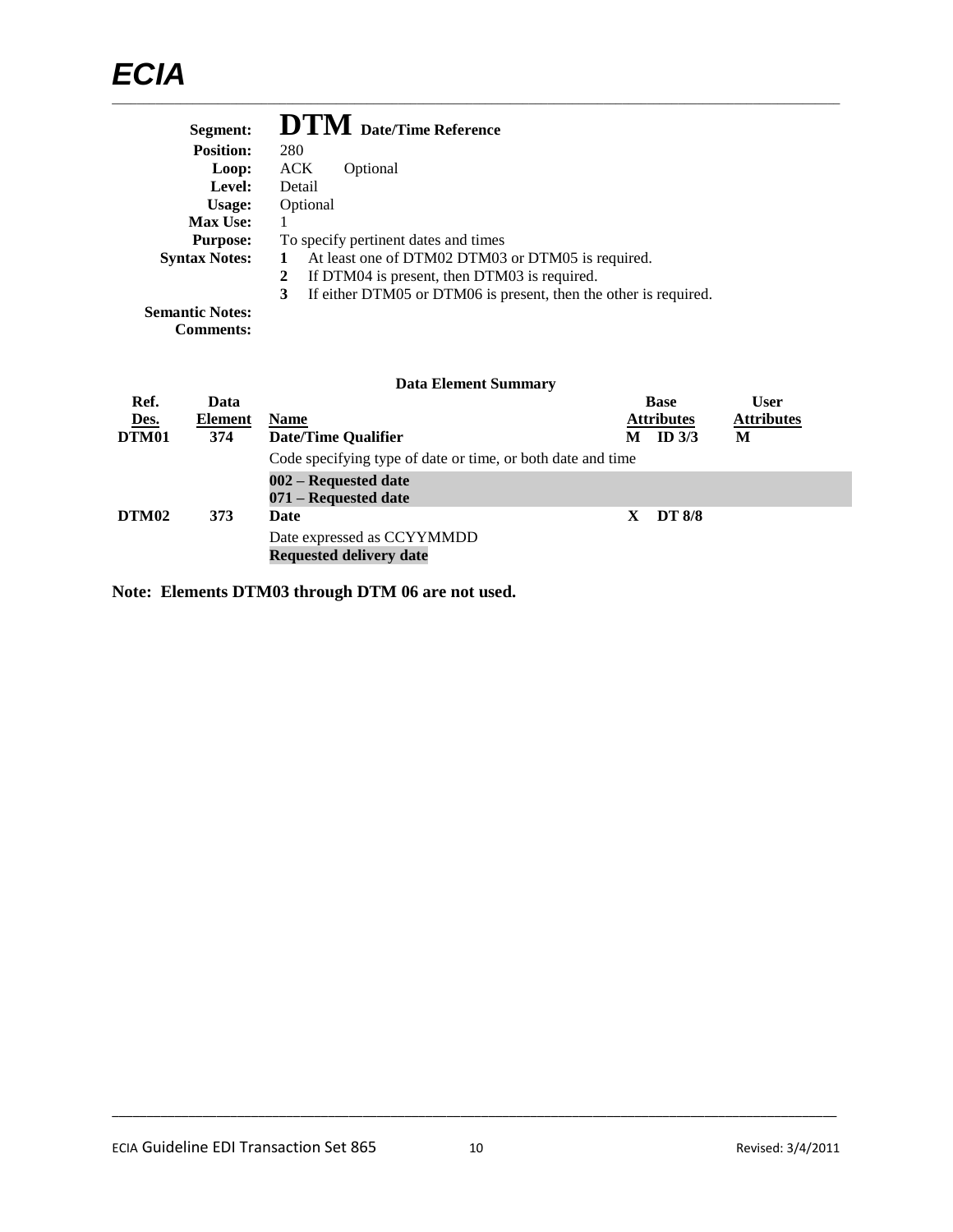| | |
|---|---|
| **Segment:** | **DTM** **Date/Time Reference** |
| **Position:** | 280 |
| **Loop:** | ACK Optional |
| **Level:** | Detail |
| **Usage:** | Optional |
| **Max Use:** | 1 |
| **Purpose:** | To specify pertinent dates and times |
| **Syntax Notes:** | **1** At least one of DTM02 DTM03 or DTM05 is required. |
| | **2** If DTM04 is present, then DTM03 is required. |
| | **3** If either DTM05 or DTM06 is present, then the other is required. |
| **Semantic Notes:** | |
| **Comments:** | |

**Data Element Summary**

| Ref. Des. | Data Element | Name | Base Attributes | | User Attributes |
|---|---|---|---|---|---|
| **DTM01** | **374** | **Date/Time Qualifier** | **M** | **ID 3/3** | **M** |
| | | Code specifying type of date or time, or both date and time | | | |
| | | **002 – Requested date**<br>**071 – Requested date** | | | |
| **DTM02** | **373** | **Date** | **X** | **DT 8/8** | |
| | | Date expressed as CCYYMMDD<br>**Requested delivery date** | | | |

**Note: Elements DTM03 through DTM 06 are not used.**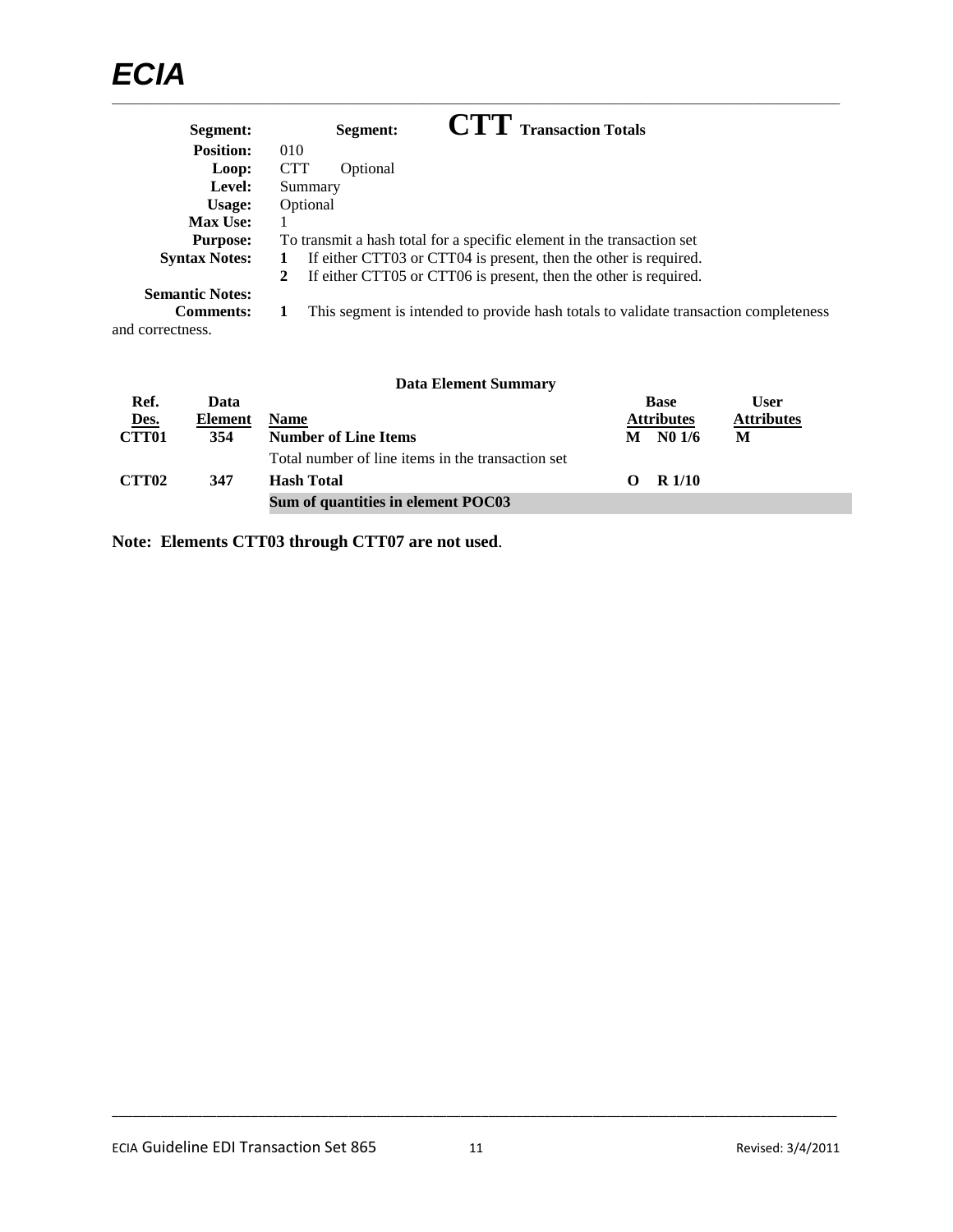# ECIA

**Segment:** **Segment:** **CTT** **Transaction Totals**

**Position:** 010

**Loop:** CTT Optional

**Level:** Summary

**Usage:** Optional

**Max Use:** 1

**Purpose:** To transmit a hash total for a specific element in the transaction set

**Syntax Notes:**
1. If either CTT03 or CTT04 is present, then the other is required.
2. If either CTT05 or CTT06 is present, then the other is required.

**Semantic Notes:**

**Comments:**
1. This segment is intended to provide hash totals to validate transaction completeness and correctness.

**Data Element Summary**

| Ref. Des. | Data Element | Name | Base Attributes | | User Attributes |
|---|---|---|---|---|---|
| **CTT01** | **354** | **Number of Line Items** | **M** | **N0 1/6** | **M** |
| | | Total number of line items in the transaction set | | | |
| **CTT02** | **347** | **Hash Total** | **O** | **R 1/10** | |
| | | **Sum of quantities in element POC03** | | | |

**Note: Elements CTT03 through CTT07 are not used**.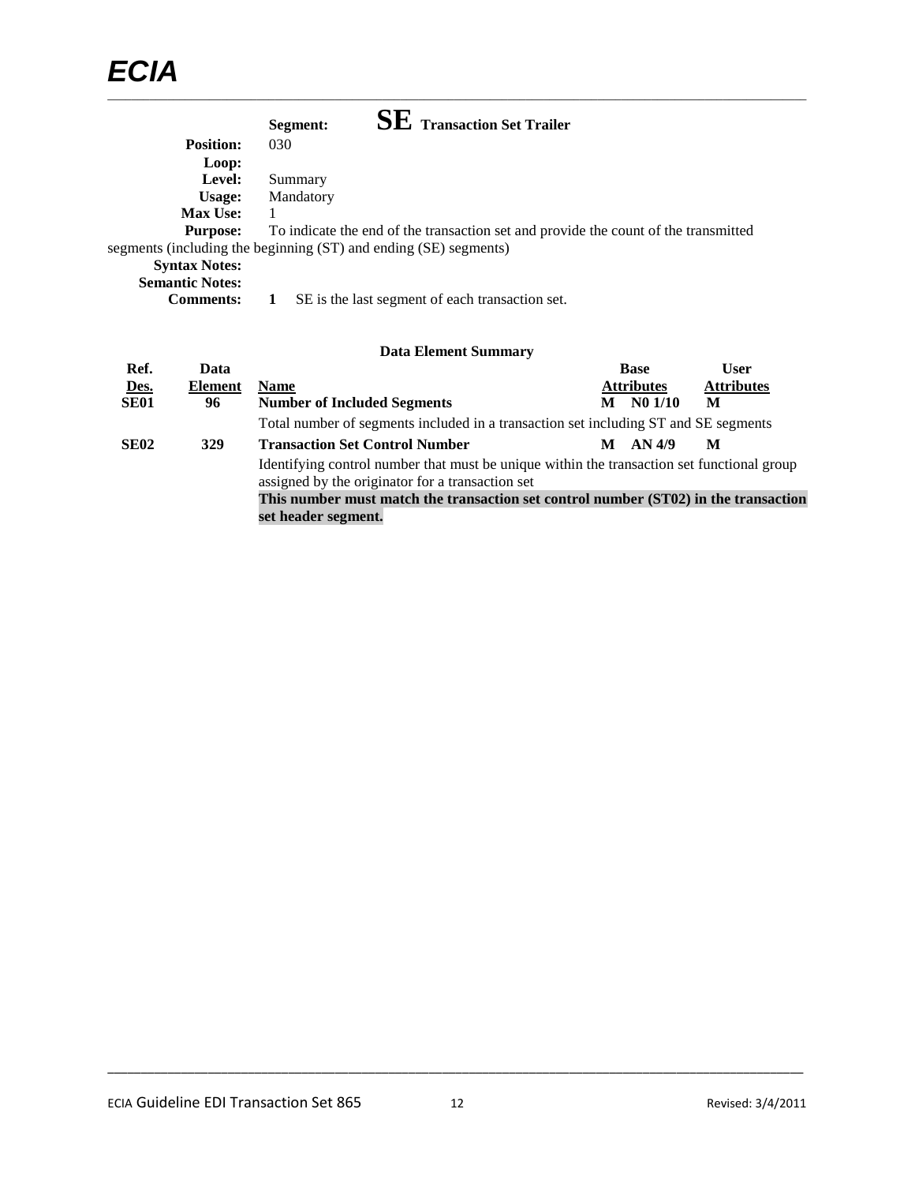**Segment:** **SE Transaction Set Trailer**

**Position:** 030
**Loop:**
**Level:** Summary
**Usage:** Mandatory
**Max Use:** 1
**Purpose:** To indicate the end of the transaction set and provide the count of the transmitted segments (including the beginning (ST) and ending (SE) segments)
**Syntax Notes:**
**Semantic Notes:**
**Comments:** **1** SE is the last segment of each transaction set.

**Data Element Summary**

| Ref. Des. | Data Element | Name | Base Attributes | User Attributes |
|---|---|---|---|---|
| **SE01** | **96** | **Number of Included Segments** | **M N0 1/10** | **M** |
| | | Total number of segments included in a transaction set including ST and SE segments | | |
| **SE02** | **329** | **Transaction Set Control Number** | **M AN 4/9** | **M** |
| | | Identifying control number that must be unique within the transaction set functional group assigned by the originator for a transaction set | | |
| | | **This number must match the transaction set control number (ST02) in the transaction set header segment.** | | |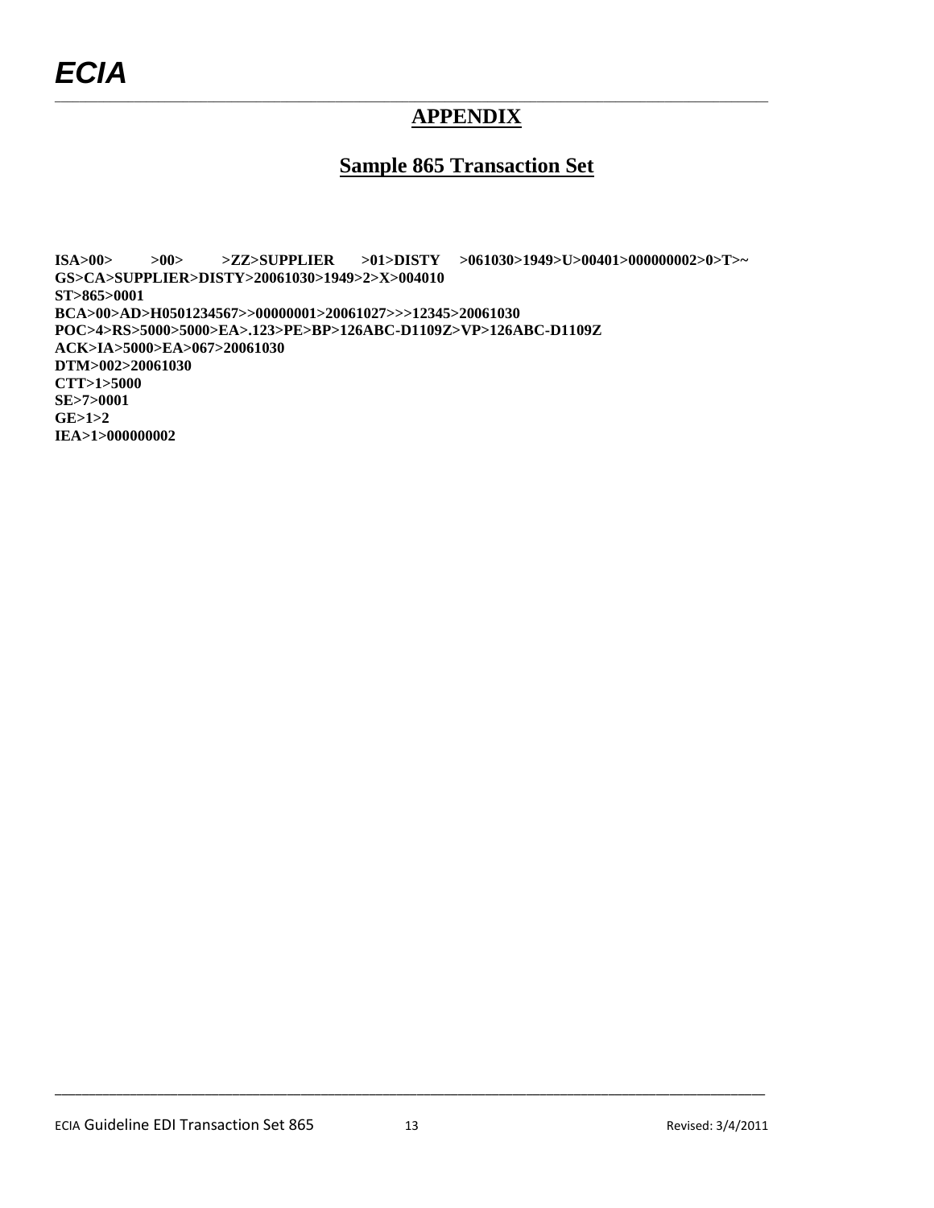# APPENDIX

## Sample 865 Transaction Set

```
ISA>00>          >00>          >ZZ>SUPPLIER       >01>DISTY      >061030>1949>U>00401>000000002>0>T>~
GS>CA>SUPPLIER>DISTY>20061030>1949>2>X>004010
ST>865>0001
BCA>00>AD>H0501234567>>00000001>20061027>>>12345>20061030
POC>4>RS>5000>5000>EA>.123>PE>BP>126ABC-D1109Z>VP>126ABC-D1109Z
ACK>IA>5000>EA>067>20061030
DTM>002>20061030
CTT>1>5000
SE>7>0001
GE>1>2
IEA>1>000000002
```